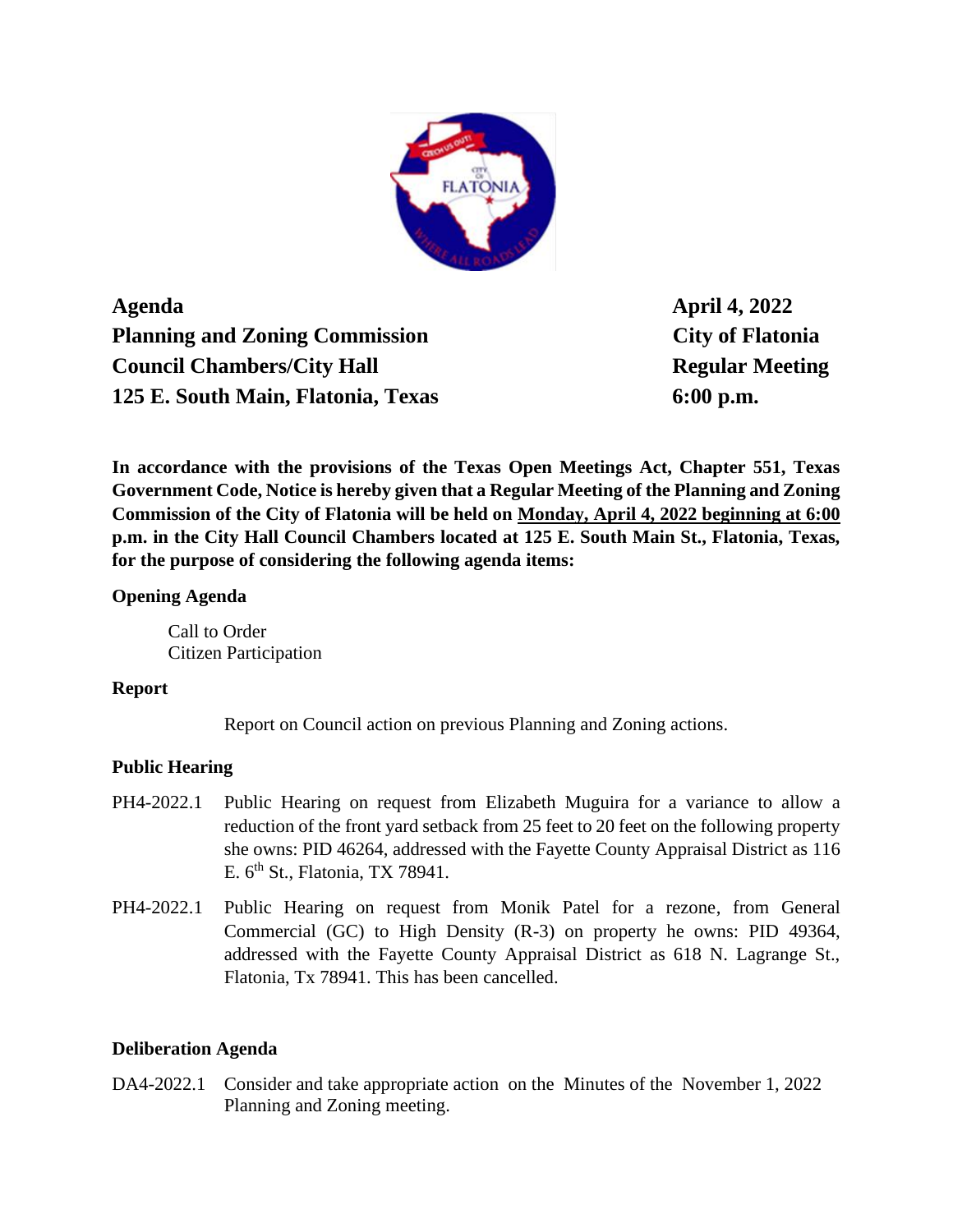**Agenda**
**Planning and Zoning Commission**
**Council Chambers/City Hall**
**125 E. South Main, Flatonia, Texas**

**April 4, 2022**
**City of Flatonia**
**Regular Meeting**
**6:00 p.m.**

**In accordance with the provisions of the Texas Open Meetings Act, Chapter 551, Texas Government Code, Notice is hereby given that a Regular Meeting of the Planning and Zoning Commission of the City of Flatonia will be held on <u>Monday, April 4, 2022 beginning at 6:00</u> p.m. in the City Hall Council Chambers located at 125 E. South Main St., Flatonia, Texas, for the purpose of considering the following agenda items:**

**Opening Agenda**

Call to Order
Citizen Participation

**Report**

Report on Council action on previous Planning and Zoning actions.

**Public Hearing**

PH4-2022.1 Public Hearing on request from Elizabeth Muguira for a variance to allow a reduction of the front yard setback from 25 feet to 20 feet on the following property she owns: PID 46264, addressed with the Fayette County Appraisal District as 116 E. 6th St., Flatonia, TX 78941.

PH4-2022.1 Public Hearing on request from Monik Patel for a rezone, from General Commercial (GC) to High Density (R-3) on property he owns: PID 49364, addressed with the Fayette County Appraisal District as 618 N. Lagrange St., Flatonia, Tx 78941. This has been cancelled.

**Deliberation Agenda**

DA4-2022.1 Consider and take appropriate action on the Minutes of the November 1, 2022 Planning and Zoning meeting.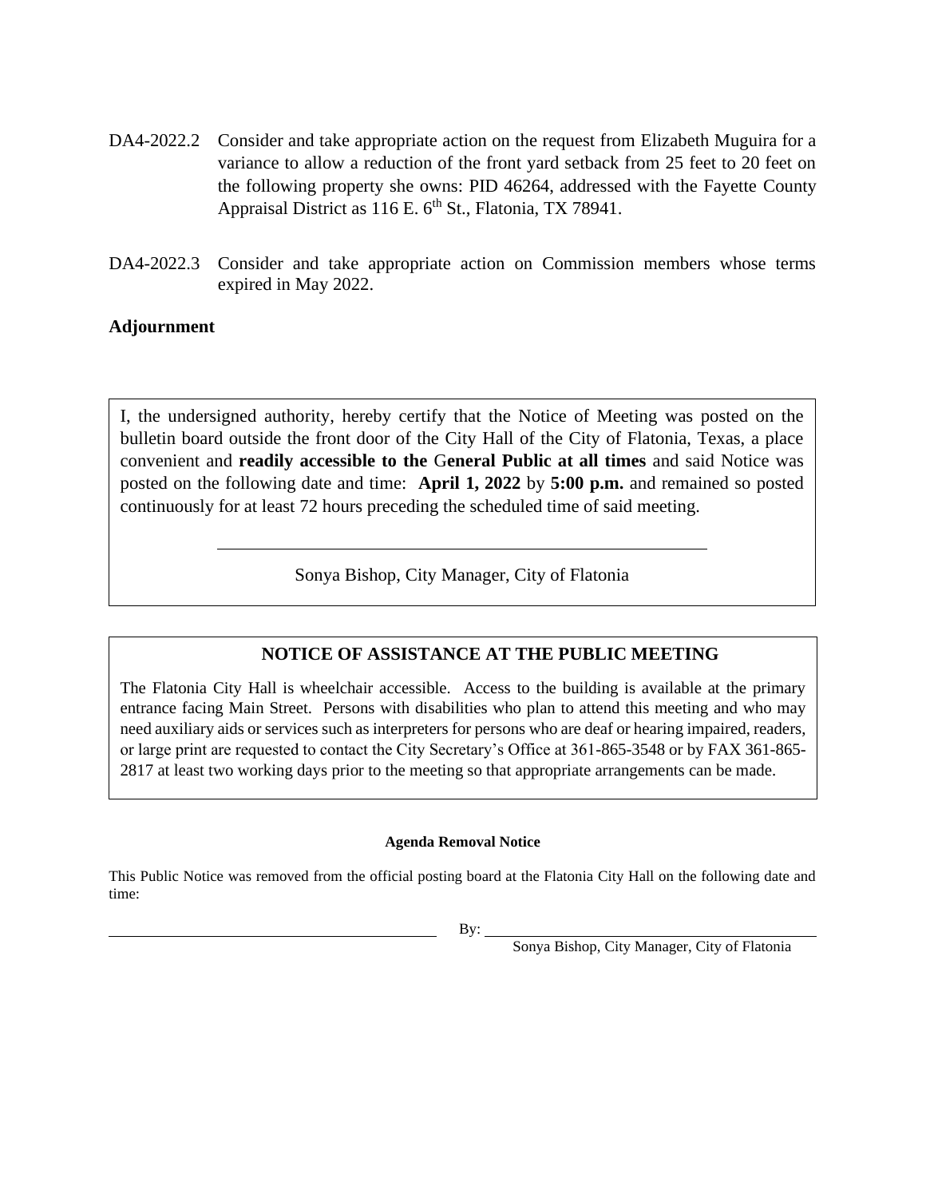DA4-2022.2 Consider and take appropriate action on the request from Elizabeth Muguira for a variance to allow a reduction of the front yard setback from 25 feet to 20 feet on the following property she owns: PID 46264, addressed with the Fayette County Appraisal District as 116 E. 6th St., Flatonia, TX 78941.

DA4-2022.3 Consider and take appropriate action on Commission members whose terms expired in May 2022.

**Adjournment**

I, the undersigned authority, hereby certify that the Notice of Meeting was posted on the bulletin board outside the front door of the City Hall of the City of Flatonia, Texas, a place convenient and **readily accessible to the** G**eneral Public at all times** and said Notice was posted on the following date and time: **April 1, 2022** by **5:00 p.m.** and remained so posted continuously for at least 72 hours preceding the scheduled time of said meeting.

\_\_\_\_\_\_\_\_\_\_\_\_\_\_\_\_\_\_\_\_\_\_\_\_\_\_\_\_\_\_\_\_\_\_\_\_\_\_\_\_

Sonya Bishop, City Manager, City of Flatonia

## NOTICE OF ASSISTANCE AT THE PUBLIC MEETING

The Flatonia City Hall is wheelchair accessible. Access to the building is available at the primary entrance facing Main Street. Persons with disabilities who plan to attend this meeting and who may need auxiliary aids or services such as interpreters for persons who are deaf or hearing impaired, readers, or large print are requested to contact the City Secretary's Office at 361-865-3548 or by FAX 361-865-2817 at least two working days prior to the meeting so that appropriate arrangements can be made.

**Agenda Removal Notice**

This Public Notice was removed from the official posting board at the Flatonia City Hall on the following date and time:

\_\_\_\_\_\_\_\_\_\_\_\_\_\_\_\_\_\_\_\_\_\_\_\_\_\_\_\_ By: \_\_\_\_\_\_\_\_\_\_\_\_\_\_\_\_\_\_\_\_\_\_\_\_\_\_\_\_

Sonya Bishop, City Manager, City of Flatonia